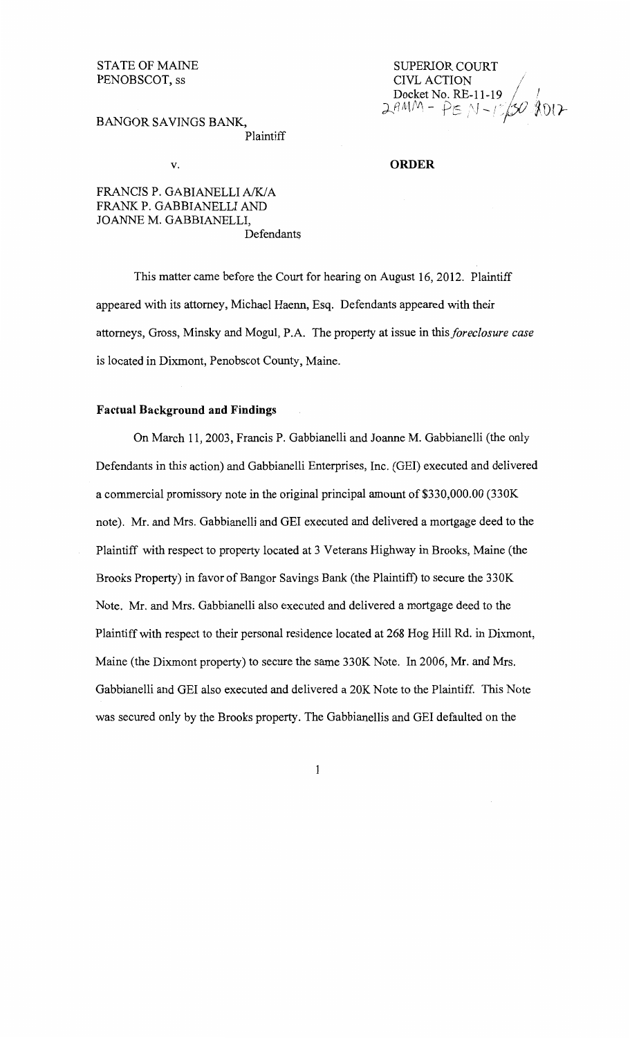STATE OF MAINE
PENOBSCOT, ss

SUPERIOR COURT
CIVL ACTION
Docket No. RE-11-19
2AMM - PEN - 1/30/2012

BANGOR SAVINGS BANK,
Plaintiff

v.

**ORDER**

FRANCIS P. GABIANELLI A/K/A
FRANK P. GABBIANELLI AND
JOANNE M. GABBIANELLI,
Defendants

This matter came before the Court for hearing on August 16, 2012. Plaintiff appeared with its attorney, Michael Haenn, Esq. Defendants appeared with their attorneys, Gross, Minsky and Mogul, P.A. The property at issue in this *foreclosure case* is located in Dixmont, Penobscot County, Maine.

**Factual Background and Findings**

On March 11, 2003, Francis P. Gabbianelli and Joanne M. Gabbianelli (the only Defendants in this action) and Gabbianelli Enterprises, Inc. (GEI) executed and delivered a commercial promissory note in the original principal amount of $330,000.00 (330K note). Mr. and Mrs. Gabbianelli and GEI executed and delivered a mortgage deed to the Plaintiff with respect to property located at 3 Veterans Highway in Brooks, Maine (the Brooks Property) in favor of Bangor Savings Bank (the Plaintiff) to secure the 330K Note. Mr. and Mrs. Gabbianelli also executed and delivered a mortgage deed to the Plaintiff with respect to their personal residence located at 268 Hog Hill Rd. in Dixmont, Maine (the Dixmont property) to secure the same 330K Note. In 2006, Mr. and Mrs. Gabbianelli and GEI also executed and delivered a 20K Note to the Plaintiff. This Note was secured only by the Brooks property. The Gabbianellis and GEI defaulted on the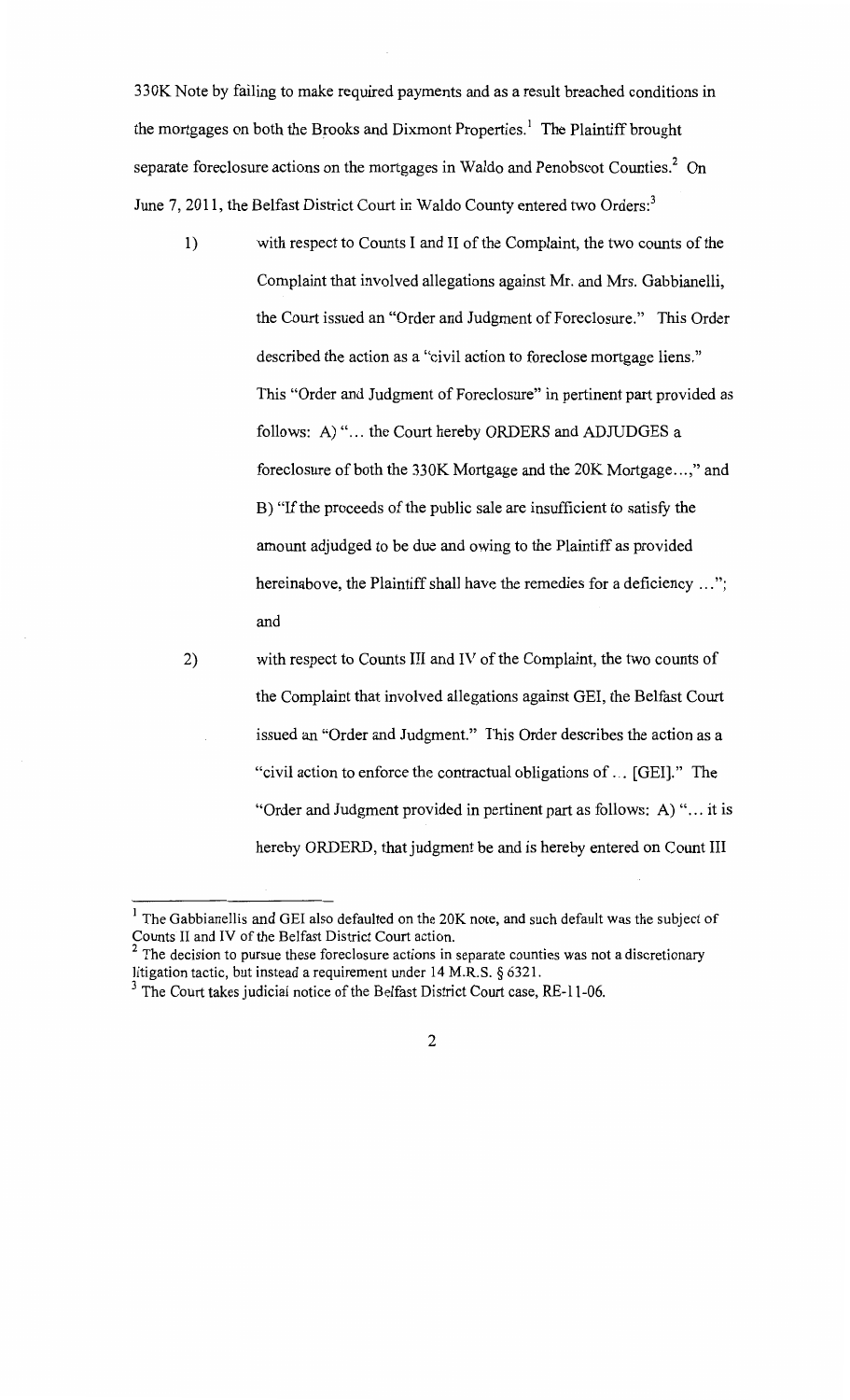330K Note by failing to make required payments and as a result breached conditions in the mortgages on both the Brooks and Dixmont Properties.[1] The Plaintiff brought separate foreclosure actions on the mortgages in Waldo and Penobscot Counties.[2] On June 7, 2011, the Belfast District Court in Waldo County entered two Orders:[3]

1) with respect to Counts I and II of the Complaint, the two counts of the Complaint that involved allegations against Mr. and Mrs. Gabbianelli, the Court issued an "Order and Judgment of Foreclosure." This Order described the action as a "civil action to foreclose mortgage liens." This "Order and Judgment of Foreclosure" in pertinent part provided as follows: A) "... the Court hereby ORDERS and ADJUDGES a foreclosure of both the 330K Mortgage and the 20K Mortgage...," and B) "If the proceeds of the public sale are insufficient to satisfy the amount adjudged to be due and owing to the Plaintiff as provided hereinabove, the Plaintiff shall have the remedies for a deficiency ..."; and

2) with respect to Counts III and IV of the Complaint, the two counts of the Complaint that involved allegations against GEI, the Belfast Court issued an "Order and Judgment." This Order describes the action as a "civil action to enforce the contractual obligations of ... [GEI]." The "Order and Judgment provided in pertinent part as follows: A) "... it is hereby ORDERD, that judgment be and is hereby entered on Count III

---

[1] The Gabbianellis and GEI also defaulted on the 20K note, and such default was the subject of Counts II and IV of the Belfast District Court action.

[2] The decision to pursue these foreclosure actions in separate counties was not a discretionary litigation tactic, but instead a requirement under 14 M.R.S. § 6321.

[3] The Court takes judicial notice of the Belfast District Court case, RE-11-06.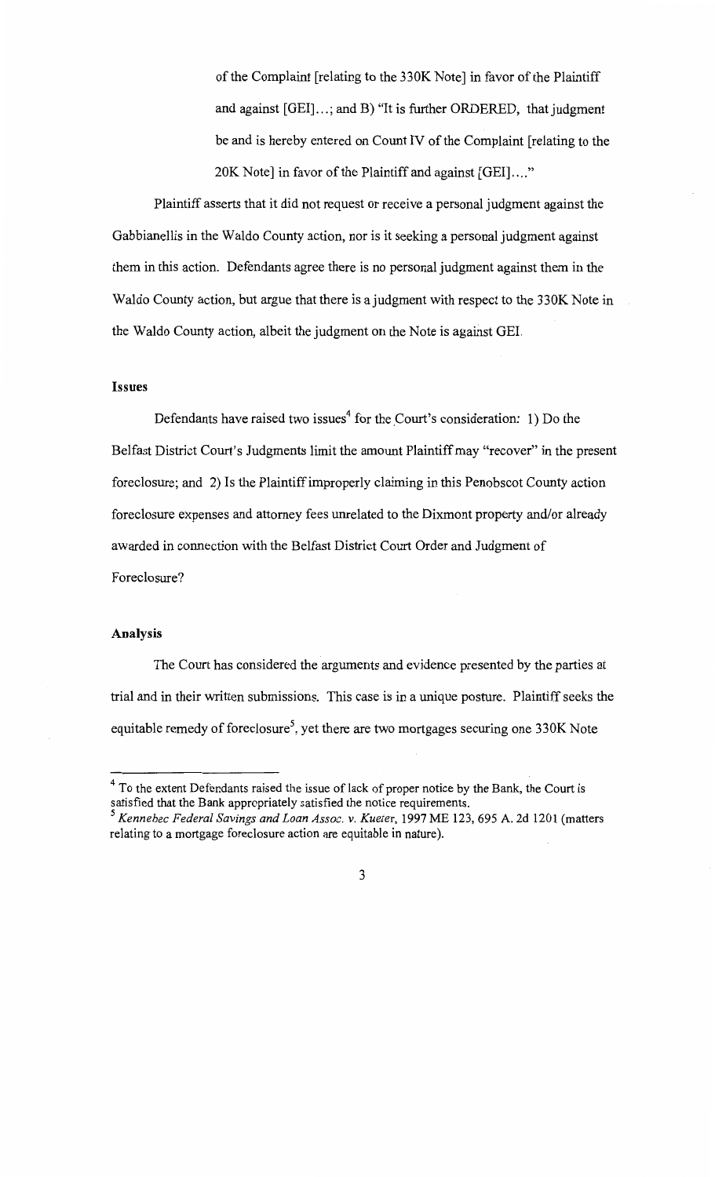of the Complaint [relating to the 330K Note] in favor of the Plaintiff and against [GEI]…; and B) "It is further ORDERED, that judgment be and is hereby entered on Count IV of the Complaint [relating to the 20K Note] in favor of the Plaintiff and against [GEI]…."

Plaintiff asserts that it did not request or receive a personal judgment against the Gabbianellis in the Waldo County action, nor is it seeking a personal judgment against them in this action. Defendants agree there is no personal judgment against them in the Waldo County action, but argue that there is a judgment with respect to the 330K Note in the Waldo County action, albeit the judgment on the Note is against GEI.

### Issues

Defendants have raised two issues[4] for the Court's consideration: 1) Do the Belfast District Court's Judgments limit the amount Plaintiff may "recover" in the present foreclosure; and 2) Is the Plaintiff improperly claiming in this Penobscot County action foreclosure expenses and attorney fees unrelated to the Dixmont property and/or already awarded in connection with the Belfast District Court Order and Judgment of Foreclosure?

### Analysis

The Court has considered the arguments and evidence presented by the parties at trial and in their written submissions. This case is in a unique posture. Plaintiff seeks the equitable remedy of foreclosure[5], yet there are two mortgages securing one 330K Note

---

[4] To the extent Defendants raised the issue of lack of proper notice by the Bank, the Court is satisfied that the Bank appropriately satisfied the notice requirements.

[5] *Kennebec Federal Savings and Loan Assoc. v. Kueter*, 1997 ME 123, 695 A. 2d 1201 (matters relating to a mortgage foreclosure action are equitable in nature).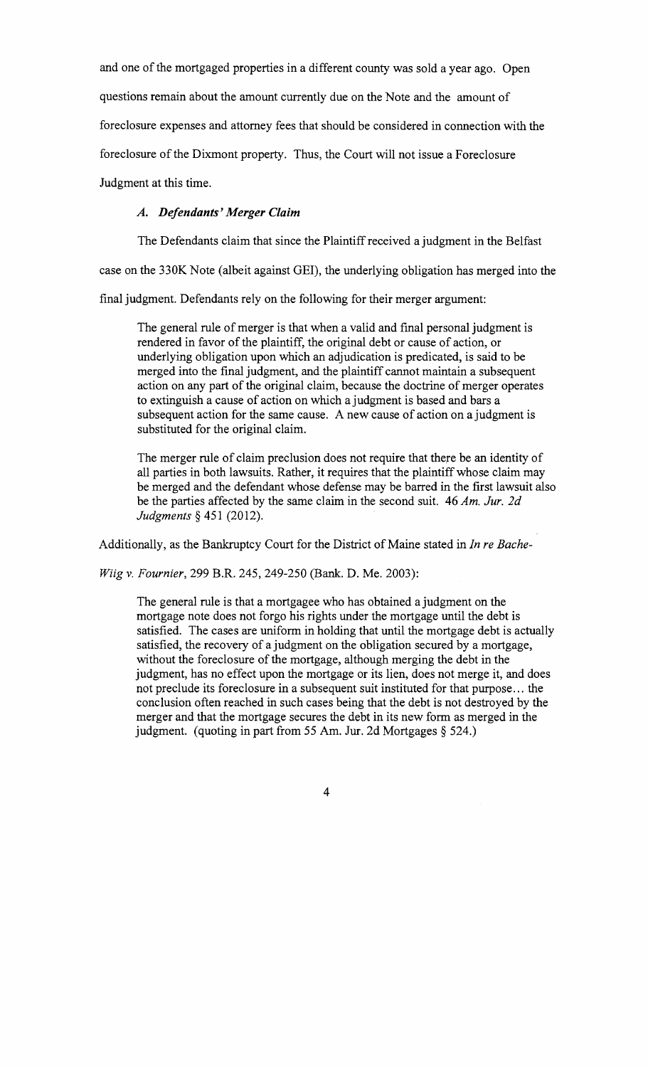and one of the mortgaged properties in a different county was sold a year ago. Open questions remain about the amount currently due on the Note and the amount of foreclosure expenses and attorney fees that should be considered in connection with the foreclosure of the Dixmont property. Thus, the Court will not issue a Foreclosure Judgment at this time.

### *A. Defendants' Merger Claim*

The Defendants claim that since the Plaintiff received a judgment in the Belfast case on the 330K Note (albeit against GEI), the underlying obligation has merged into the final judgment. Defendants rely on the following for their merger argument:

> The general rule of merger is that when a valid and final personal judgment is rendered in favor of the plaintiff, the original debt or cause of action, or underlying obligation upon which an adjudication is predicated, is said to be merged into the final judgment, and the plaintiff cannot maintain a subsequent action on any part of the original claim, because the doctrine of merger operates to extinguish a cause of action on which a judgment is based and bars a subsequent action for the same cause. A new cause of action on a judgment is substituted for the original claim.
>
> The merger rule of claim preclusion does not require that there be an identity of all parties in both lawsuits. Rather, it requires that the plaintiff whose claim may be merged and the defendant whose defense may be barred in the first lawsuit also be the parties affected by the same claim in the second suit. 46 *Am. Jur. 2d Judgments* § 451 (2012).

Additionally, as the Bankruptcy Court for the District of Maine stated in *In re Bache-Wiig v. Fournier*, 299 B.R. 245, 249-250 (Bank. D. Me. 2003):

> The general rule is that a mortgagee who has obtained a judgment on the mortgage note does not forgo his rights under the mortgage until the debt is satisfied. The cases are uniform in holding that until the mortgage debt is actually satisfied, the recovery of a judgment on the obligation secured by a mortgage, without the foreclosure of the mortgage, although merging the debt in the judgment, has no effect upon the mortgage or its lien, does not merge it, and does not preclude its foreclosure in a subsequent suit instituted for that purpose… the conclusion often reached in such cases being that the debt is not destroyed by the merger and that the mortgage secures the debt in its new form as merged in the judgment. (quoting in part from 55 Am. Jur. 2d Mortgages § 524.)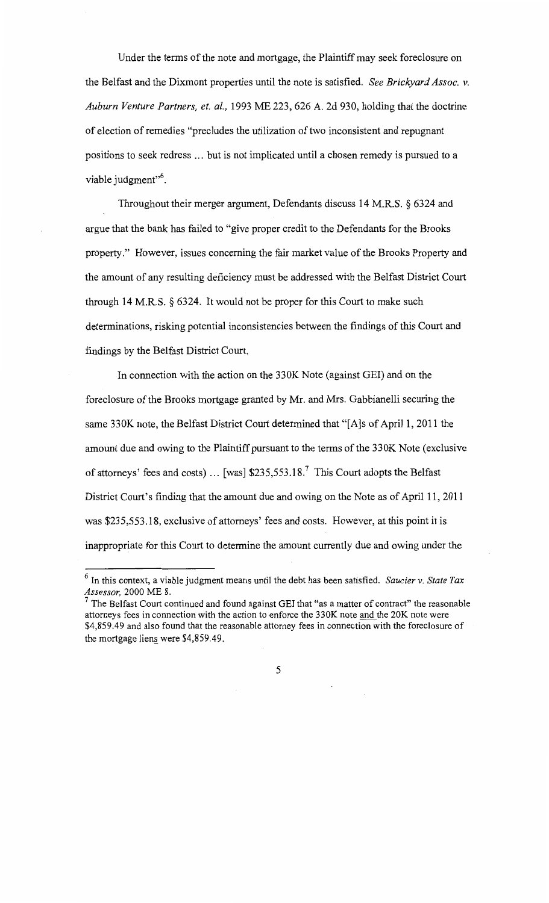Under the terms of the note and mortgage, the Plaintiff may seek foreclosure on the Belfast and the Dixmont properties until the note is satisfied. *See Brickyard Assoc. v. Auburn Venture Partners, et. al.,* 1993 ME 223, 626 A. 2d 930, holding that the doctrine of election of remedies "precludes the utilization of two inconsistent and repugnant positions to seek redress ... but is not implicated until a chosen remedy is pursued to a viable judgment"[6].

Throughout their merger argument, Defendants discuss 14 M.R.S. § 6324 and argue that the bank has failed to "give proper credit to the Defendants for the Brooks property." However, issues concerning the fair market value of the Brooks Property and the amount of any resulting deficiency must be addressed with the Belfast District Court through 14 M.R.S. § 6324. It would not be proper for this Court to make such determinations, risking potential inconsistencies between the findings of this Court and findings by the Belfast District Court.

In connection with the action on the 330K Note (against GEI) and on the foreclosure of the Brooks mortgage granted by Mr. and Mrs. Gabbianelli securing the same 330K note, the Belfast District Court determined that "[A]s of April 1, 2011 the amount due and owing to the Plaintiff pursuant to the terms of the 330K Note (exclusive of attorneys' fees and costs) ... [was] $235,553.18.[7] This Court adopts the Belfast District Court's finding that the amount due and owing on the Note as of April 11, 2011 was $235,553.18, exclusive of attorneys' fees and costs. However, at this point it is inappropriate for this Court to determine the amount currently due and owing under the

---

[6] In this context, a viable judgment means until the debt has been satisfied. *Saucier v. State Tax Assessor,* 2000 ME 8.

[7] The Belfast Court continued and found against GEI that "as a matter of contract" the reasonable attorneys fees in connection with the action to enforce the 330K note and the 20K note were $4,859.49 and also found that the reasonable attorney fees in connection with the foreclosure of the mortgage liens were $4,859.49.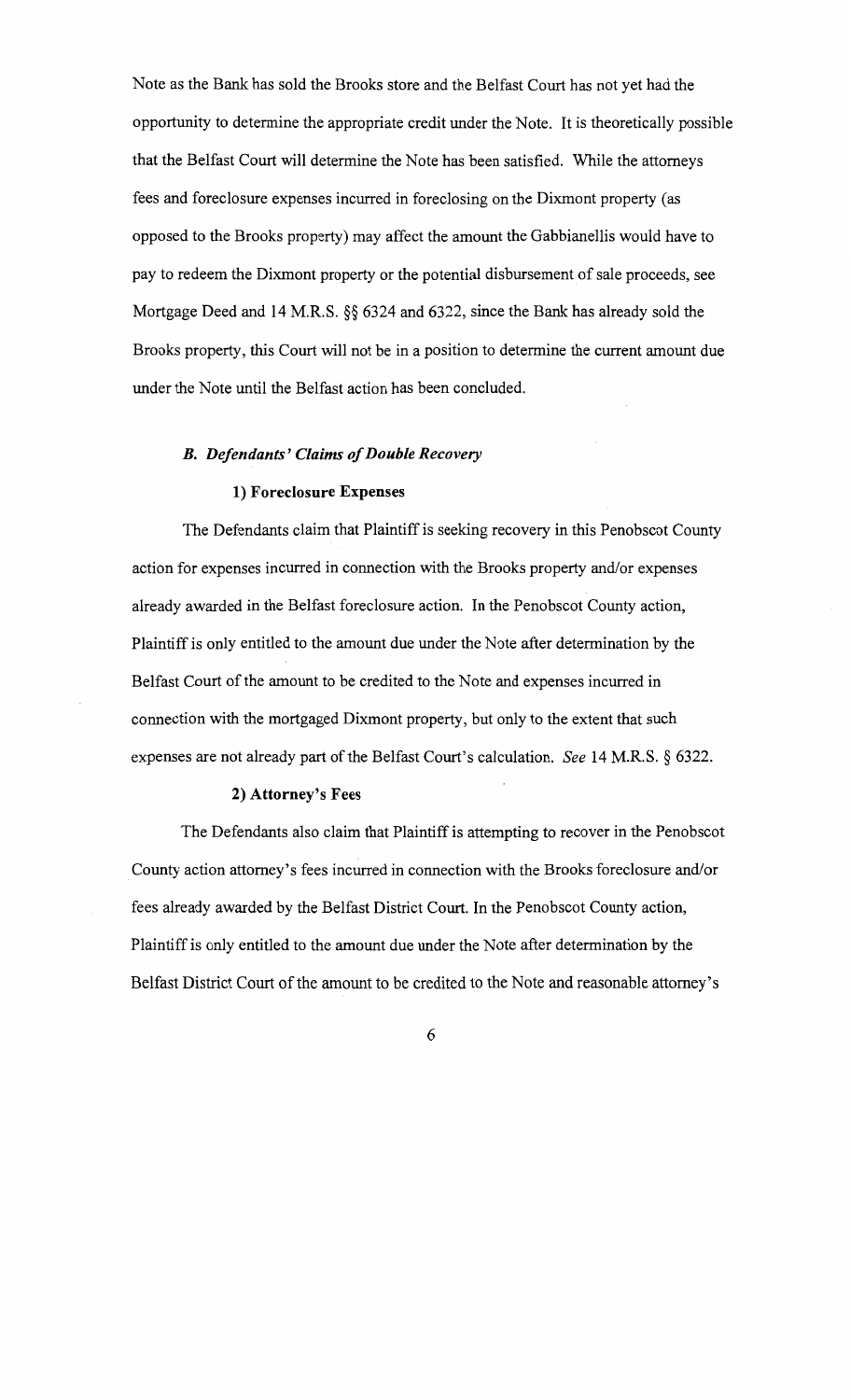Note as the Bank has sold the Brooks store and the Belfast Court has not yet had the opportunity to determine the appropriate credit under the Note. It is theoretically possible that the Belfast Court will determine the Note has been satisfied. While the attorneys fees and foreclosure expenses incurred in foreclosing on the Dixmont property (as opposed to the Brooks property) may affect the amount the Gabbianellis would have to pay to redeem the Dixmont property or the potential disbursement of sale proceeds, see Mortgage Deed and 14 M.R.S. §§ 6324 and 6322, since the Bank has already sold the Brooks property, this Court will not be in a position to determine the current amount due under the Note until the Belfast action has been concluded.

### *B. Defendants' Claims of Double Recovery*

#### 1) Foreclosure Expenses

The Defendants claim that Plaintiff is seeking recovery in this Penobscot County action for expenses incurred in connection with the Brooks property and/or expenses already awarded in the Belfast foreclosure action. In the Penobscot County action, Plaintiff is only entitled to the amount due under the Note after determination by the Belfast Court of the amount to be credited to the Note and expenses incurred in connection with the mortgaged Dixmont property, but only to the extent that such expenses are not already part of the Belfast Court's calculation. *See* 14 M.R.S. § 6322.

#### 2) Attorney's Fees

The Defendants also claim that Plaintiff is attempting to recover in the Penobscot County action attorney's fees incurred in connection with the Brooks foreclosure and/or fees already awarded by the Belfast District Court. In the Penobscot County action, Plaintiff is only entitled to the amount due under the Note after determination by the Belfast District Court of the amount to be credited to the Note and reasonable attorney's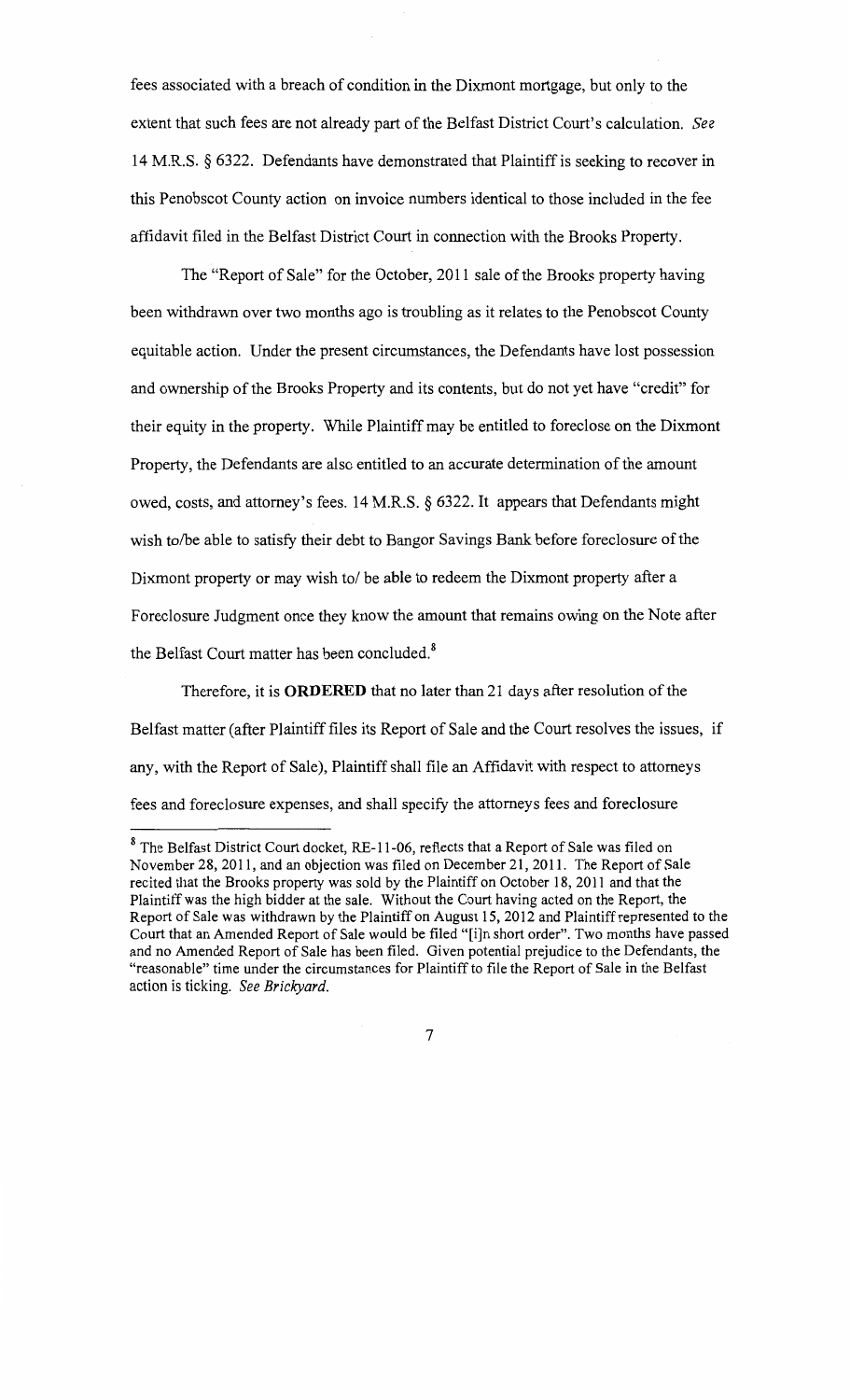fees associated with a breach of condition in the Dixmont mortgage, but only to the extent that such fees are not already part of the Belfast District Court's calculation. *See* 14 M.R.S. § 6322. Defendants have demonstrated that Plaintiff is seeking to recover in this Penobscot County action on invoice numbers identical to those included in the fee affidavit filed in the Belfast District Court in connection with the Brooks Property.

The "Report of Sale" for the October, 2011 sale of the Brooks property having been withdrawn over two months ago is troubling as it relates to the Penobscot County equitable action. Under the present circumstances, the Defendants have lost possession and ownership of the Brooks Property and its contents, but do not yet have "credit" for their equity in the property. While Plaintiff may be entitled to foreclose on the Dixmont Property, the Defendants are also entitled to an accurate determination of the amount owed, costs, and attorney's fees. 14 M.R.S. § 6322. It appears that Defendants might wish to/be able to satisfy their debt to Bangor Savings Bank before foreclosure of the Dixmont property or may wish to/ be able to redeem the Dixmont property after a Foreclosure Judgment once they know the amount that remains owing on the Note after the Belfast Court matter has been concluded.[8]

Therefore, it is **ORDERED** that no later than 21 days after resolution of the Belfast matter (after Plaintiff files its Report of Sale and the Court resolves the issues, if any, with the Report of Sale), Plaintiff shall file an Affidavit with respect to attorneys fees and foreclosure expenses, and shall specify the attorneys fees and foreclosure

[8] The Belfast District Court docket, RE-11-06, reflects that a Report of Sale was filed on November 28, 2011, and an objection was filed on December 21, 2011. The Report of Sale recited that the Brooks property was sold by the Plaintiff on October 18, 2011 and that the Plaintiff was the high bidder at the sale. Without the Court having acted on the Report, the Report of Sale was withdrawn by the Plaintiff on August 15, 2012 and Plaintiff represented to the Court that an Amended Report of Sale would be filed "[i]n short order". Two months have passed and no Amended Report of Sale has been filed. Given potential prejudice to the Defendants, the "reasonable" time under the circumstances for Plaintiff to file the Report of Sale in the Belfast action is ticking. *See Brickyard.*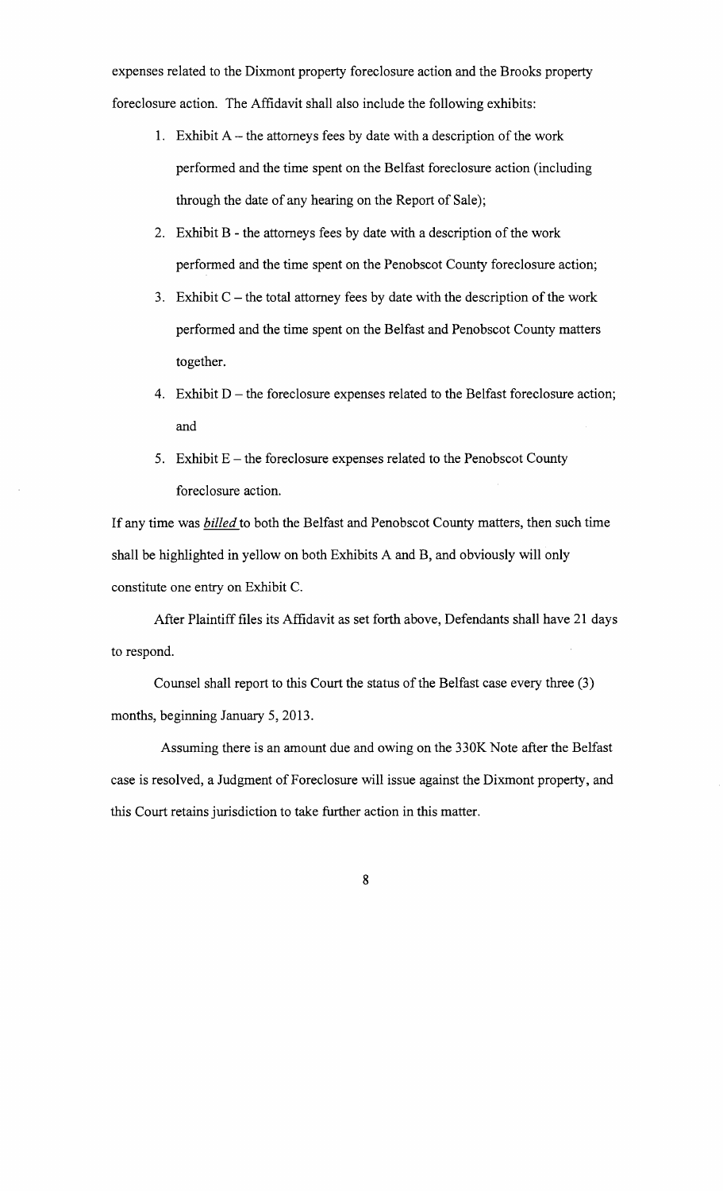expenses related to the Dixmont property foreclosure action and the Brooks property foreclosure action. The Affidavit shall also include the following exhibits:

1. Exhibit A – the attorneys fees by date with a description of the work performed and the time spent on the Belfast foreclosure action (including through the date of any hearing on the Report of Sale);
2. Exhibit B - the attorneys fees by date with a description of the work performed and the time spent on the Penobscot County foreclosure action;
3. Exhibit C – the total attorney fees by date with the description of the work performed and the time spent on the Belfast and Penobscot County matters together.
4. Exhibit D – the foreclosure expenses related to the Belfast foreclosure action; and
5. Exhibit E – the foreclosure expenses related to the Penobscot County foreclosure action.

If any time was ***billed*** to both the Belfast and Penobscot County matters, then such time shall be highlighted in yellow on both Exhibits A and B, and obviously will only constitute one entry on Exhibit C.

After Plaintiff files its Affidavit as set forth above, Defendants shall have 21 days to respond.

Counsel shall report to this Court the status of the Belfast case every three (3) months, beginning January 5, 2013.

Assuming there is an amount due and owing on the 330K Note after the Belfast case is resolved, a Judgment of Foreclosure will issue against the Dixmont property, and this Court retains jurisdiction to take further action in this matter.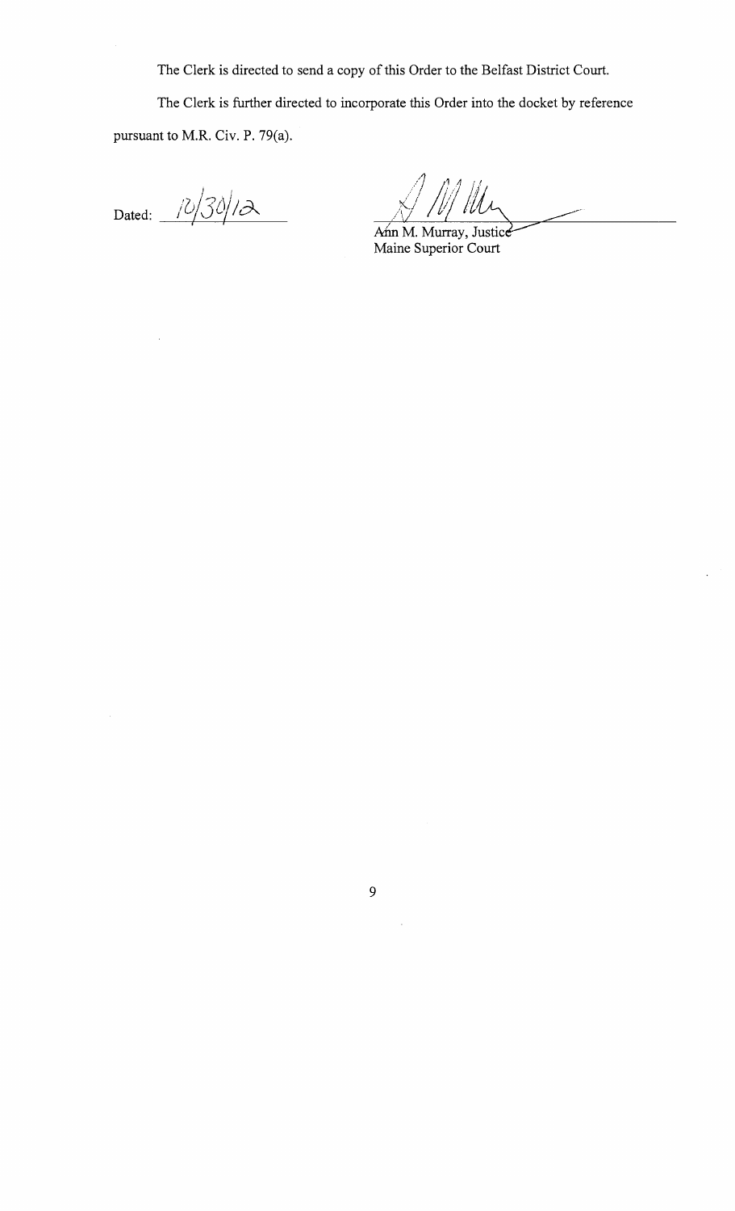The Clerk is directed to send a copy of this Order to the Belfast District Court.

The Clerk is further directed to incorporate this Order into the docket by reference pursuant to M.R. Civ. P. 79(a).

Dated: 12/30/12

Ann M. Murray, Justice
Maine Superior Court